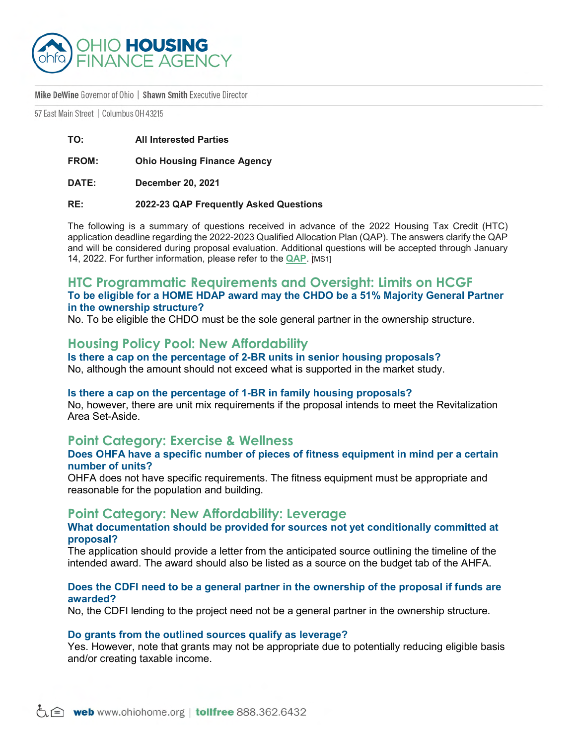OHIO HOUSING FINANCE AGENCY

**Mike DeWine** Governor of Ohio | **Shawn Smith** Executive Director

57 East Main Street | Columbus OH 43215

**TO:** All Interested Parties

**FROM:** Ohio Housing Finance Agency

**DATE:** December 20, 2021

**RE:** 2022-23 QAP Frequently Asked Questions

The following is a summary of questions received in advance of the 2022 Housing Tax Credit (HTC) application deadline regarding the 2022-2023 Qualified Allocation Plan (QAP). The answers clarify the QAP and will be considered during proposal evaluation. Additional questions will be accepted through January 14, 2022. For further information, please refer to the **QAP**. [MS1]

## HTC Programmatic Requirements and Oversight: Limits on HCGF

### To be eligible for a HOME HDAP award may the CHDO be a 51% Majority General Partner in the ownership structure?

No. To be eligible the CHDO must be the sole general partner in the ownership structure.

## Housing Policy Pool: New Affordability

### Is there a cap on the percentage of 2-BR units in senior housing proposals?

No, although the amount should not exceed what is supported in the market study.

### Is there a cap on the percentage of 1-BR in family housing proposals?

No, however, there are unit mix requirements if the proposal intends to meet the Revitalization Area Set-Aside.

## Point Category: Exercise & Wellness

### Does OHFA have a specific number of pieces of fitness equipment in mind per a certain number of units?

OHFA does not have specific requirements. The fitness equipment must be appropriate and reasonable for the population and building.

## Point Category: New Affordability: Leverage

### What documentation should be provided for sources not yet conditionally committed at proposal?

The application should provide a letter from the anticipated source outlining the timeline of the intended award. The award should also be listed as a source on the budget tab of the AHFA.

### Does the CDFI need to be a general partner in the ownership of the proposal if funds are awarded?

No, the CDFI lending to the project need not be a general partner in the ownership structure.

### Do grants from the outlined sources qualify as leverage?

Yes. However, note that grants may not be appropriate due to potentially reducing eligible basis and/or creating taxable income.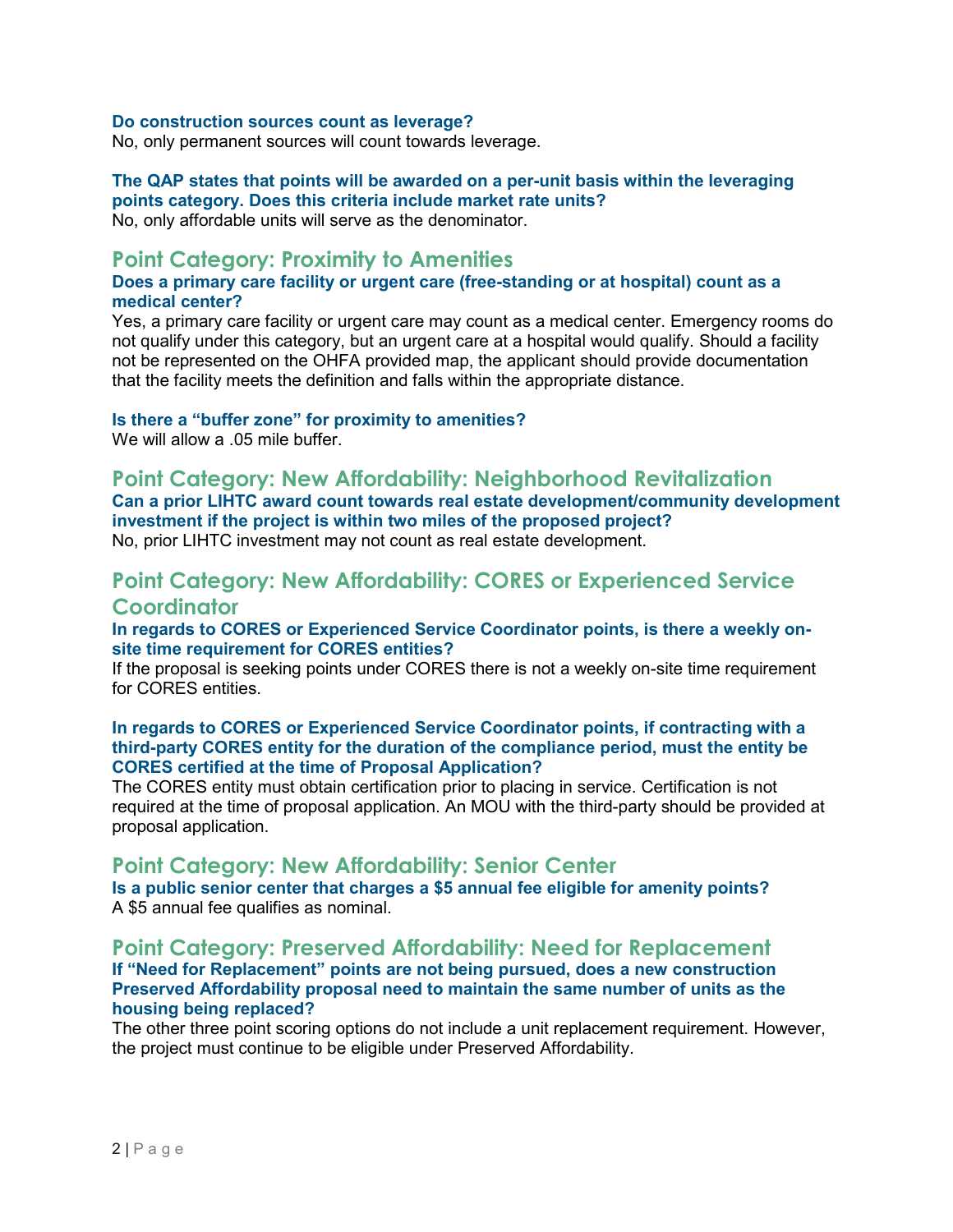**Do construction sources count as leverage?**
No, only permanent sources will count towards leverage.

**The QAP states that points will be awarded on a per-unit basis within the leveraging points category. Does this criteria include market rate units?**
No, only affordable units will serve as the denominator.

## Point Category: Proximity to Amenities

**Does a primary care facility or urgent care (free-standing or at hospital) count as a medical center?**
Yes, a primary care facility or urgent care may count as a medical center. Emergency rooms do not qualify under this category, but an urgent care at a hospital would qualify. Should a facility not be represented on the OHFA provided map, the applicant should provide documentation that the facility meets the definition and falls within the appropriate distance.

**Is there a "buffer zone" for proximity to amenities?**
We will allow a .05 mile buffer.

## Point Category: New Affordability: Neighborhood Revitalization

**Can a prior LIHTC award count towards real estate development/community development investment if the project is within two miles of the proposed project?**
No, prior LIHTC investment may not count as real estate development.

## Point Category: New Affordability: CORES or Experienced Service Coordinator

**In regards to CORES or Experienced Service Coordinator points, is there a weekly on-site time requirement for CORES entities?**
If the proposal is seeking points under CORES there is not a weekly on-site time requirement for CORES entities.

**In regards to CORES or Experienced Service Coordinator points, if contracting with a third-party CORES entity for the duration of the compliance period, must the entity be CORES certified at the time of Proposal Application?**
The CORES entity must obtain certification prior to placing in service. Certification is not required at the time of proposal application. An MOU with the third-party should be provided at proposal application.

## Point Category: New Affordability: Senior Center

**Is a public senior center that charges a $5 annual fee eligible for amenity points?**
A $5 annual fee qualifies as nominal.

## Point Category: Preserved Affordability: Need for Replacement

**If "Need for Replacement" points are not being pursued, does a new construction Preserved Affordability proposal need to maintain the same number of units as the housing being replaced?**
The other three point scoring options do not include a unit replacement requirement. However, the project must continue to be eligible under Preserved Affordability.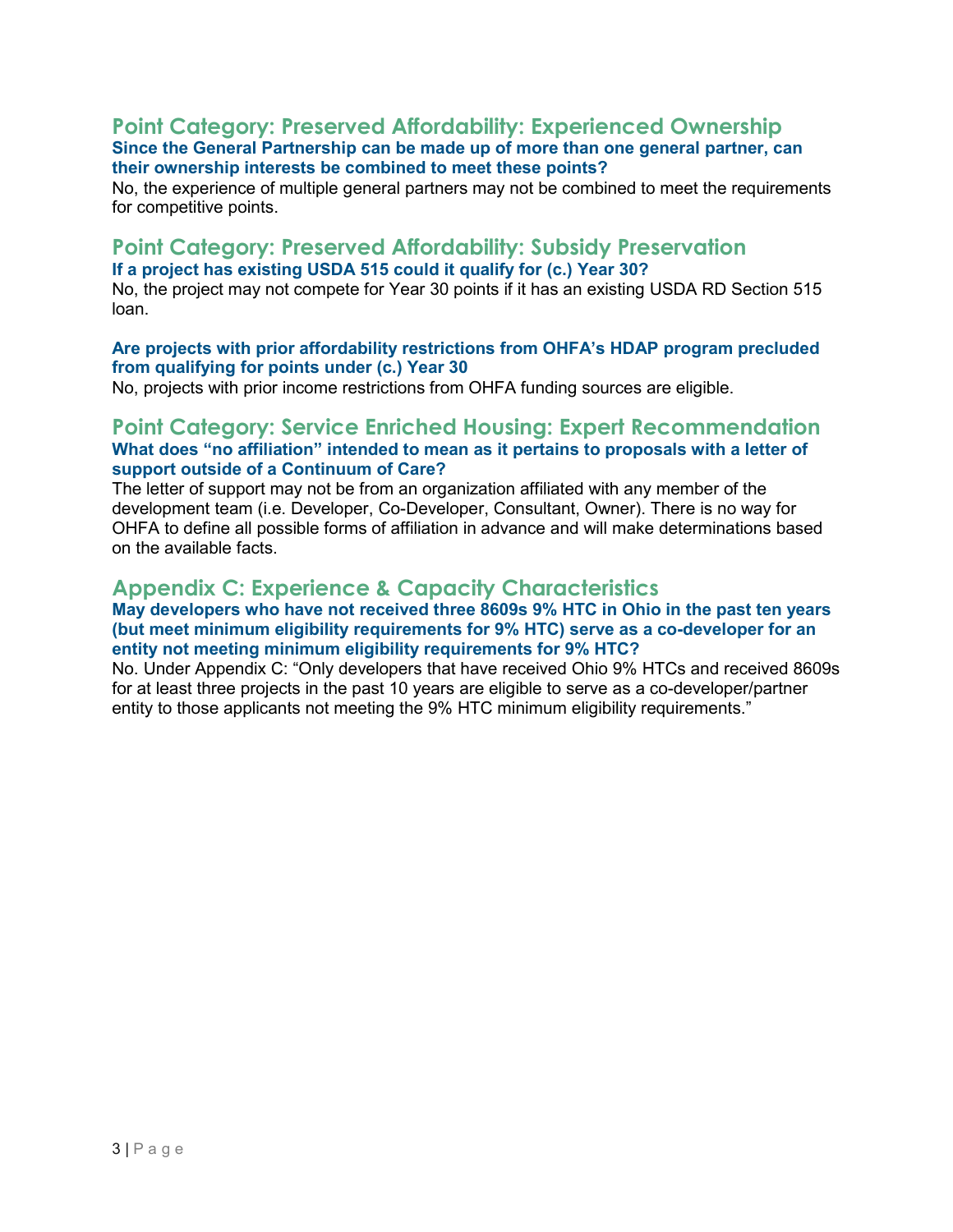## Point Category: Preserved Affordability: Experienced Ownership

**Since the General Partnership can be made up of more than one general partner, can their ownership interests be combined to meet these points?**

No, the experience of multiple general partners may not be combined to meet the requirements for competitive points.

## Point Category: Preserved Affordability: Subsidy Preservation

**If a project has existing USDA 515 could it qualify for (c.) Year 30?**

No, the project may not compete for Year 30 points if it has an existing USDA RD Section 515 loan.

**Are projects with prior affordability restrictions from OHFA's HDAP program precluded from qualifying for points under (c.) Year 30**

No, projects with prior income restrictions from OHFA funding sources are eligible.

## Point Category: Service Enriched Housing: Expert Recommendation

**What does "no affiliation" intended to mean as it pertains to proposals with a letter of support outside of a Continuum of Care?**

The letter of support may not be from an organization affiliated with any member of the development team (i.e. Developer, Co-Developer, Consultant, Owner). There is no way for OHFA to define all possible forms of affiliation in advance and will make determinations based on the available facts.

## Appendix C: Experience & Capacity Characteristics

**May developers who have not received three 8609s 9% HTC in Ohio in the past ten years (but meet minimum eligibility requirements for 9% HTC) serve as a co-developer for an entity not meeting minimum eligibility requirements for 9% HTC?**

No. Under Appendix C: "Only developers that have received Ohio 9% HTCs and received 8609s for at least three projects in the past 10 years are eligible to serve as a co-developer/partner entity to those applicants not meeting the 9% HTC minimum eligibility requirements."